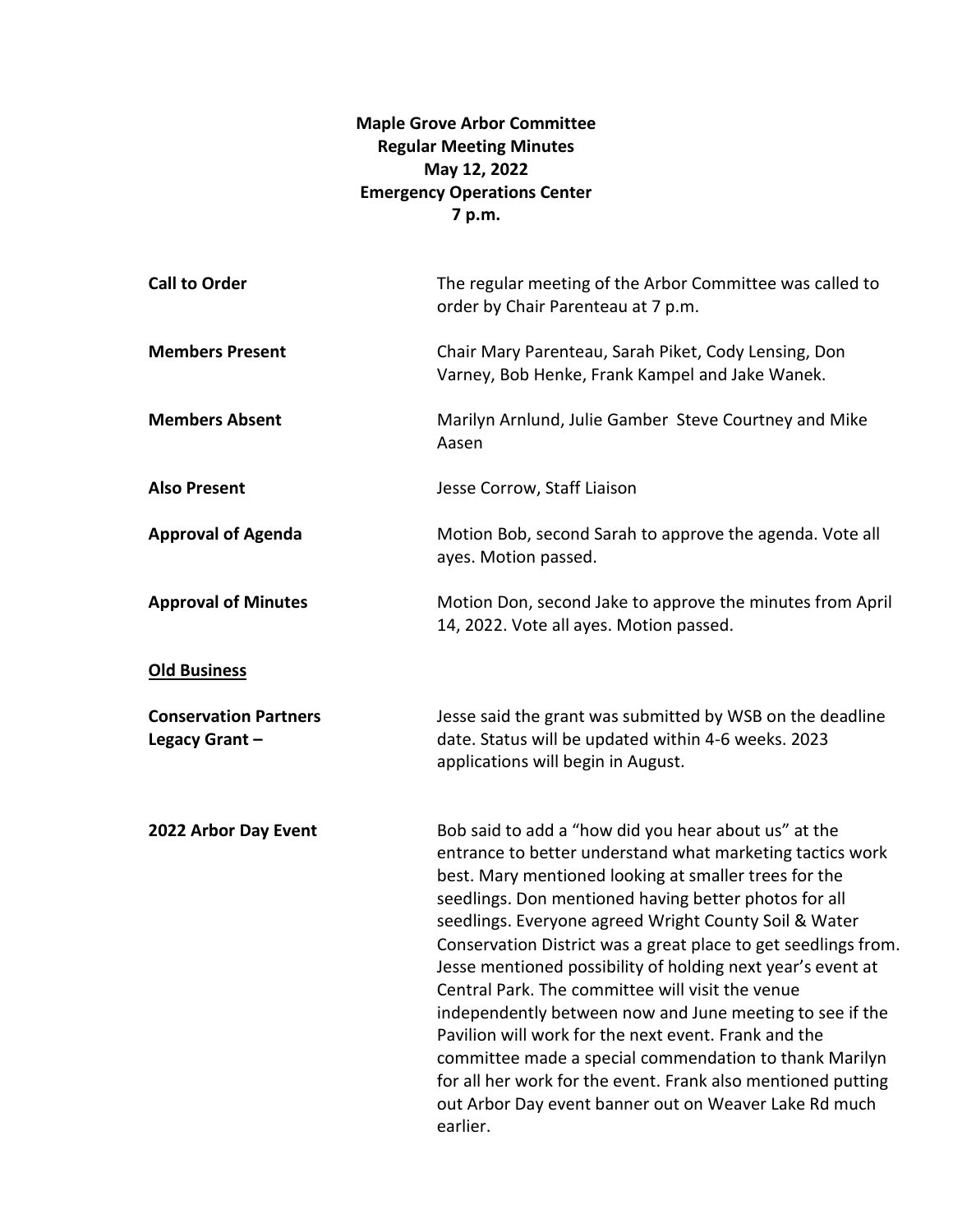**Maple Grove Arbor Committee**
**Regular Meeting Minutes**
**May 12, 2022**
**Emergency Operations Center**
**7 p.m.**

**Call to Order** — The regular meeting of the Arbor Committee was called to order by Chair Parenteau at 7 p.m.

**Members Present** — Chair Mary Parenteau, Sarah Piket, Cody Lensing, Don Varney, Bob Henke, Frank Kampel and Jake Wanek.

**Members Absent** — Marilyn Arnlund, Julie Gamber Steve Courtney and Mike Aasen

**Also Present** — Jesse Corrow, Staff Liaison

**Approval of Agenda** — Motion Bob, second Sarah to approve the agenda. Vote all ayes. Motion passed.

**Approval of Minutes** — Motion Don, second Jake to approve the minutes from April 14, 2022. Vote all ayes. Motion passed.

**Old Business**

**Conservation Partners Legacy Grant –** Jesse said the grant was submitted by WSB on the deadline date. Status will be updated within 4-6 weeks. 2023 applications will begin in August.

**2022 Arbor Day Event** — Bob said to add a "how did you hear about us" at the entrance to better understand what marketing tactics work best. Mary mentioned looking at smaller trees for the seedlings. Don mentioned having better photos for all seedlings. Everyone agreed Wright County Soil & Water Conservation District was a great place to get seedlings from. Jesse mentioned possibility of holding next year's event at Central Park. The committee will visit the venue independently between now and June meeting to see if the Pavilion will work for the next event. Frank and the committee made a special commendation to thank Marilyn for all her work for the event. Frank also mentioned putting out Arbor Day event banner out on Weaver Lake Rd much earlier.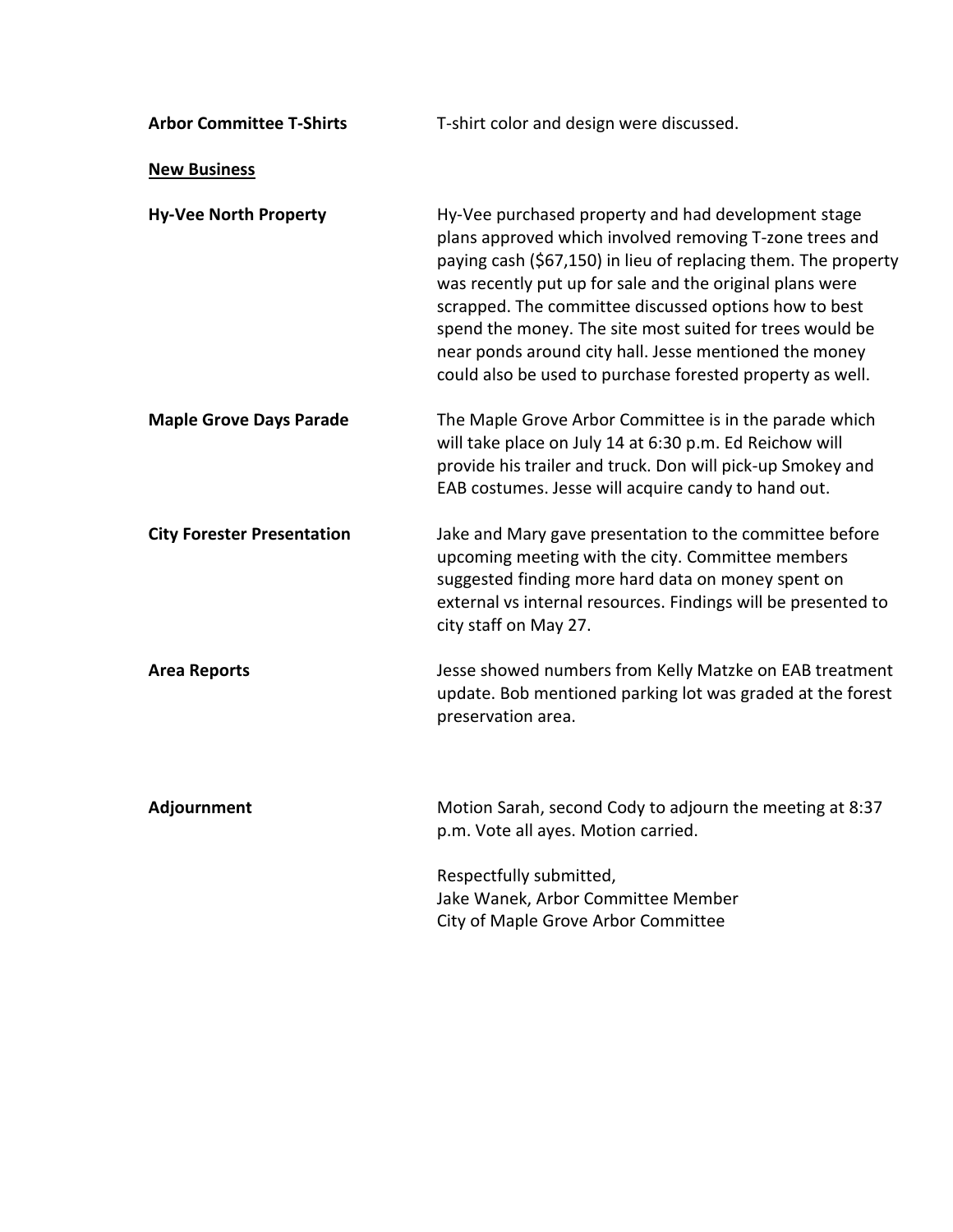**Arbor Committee T-Shirts** T-shirt color and design were discussed.

**New Business**

**Hy-Vee North Property** Hy-Vee purchased property and had development stage plans approved which involved removing T-zone trees and paying cash ($67,150) in lieu of replacing them. The property was recently put up for sale and the original plans were scrapped. The committee discussed options how to best spend the money. The site most suited for trees would be near ponds around city hall. Jesse mentioned the money could also be used to purchase forested property as well.

**Maple Grove Days Parade** The Maple Grove Arbor Committee is in the parade which will take place on July 14 at 6:30 p.m. Ed Reichow will provide his trailer and truck. Don will pick-up Smokey and EAB costumes. Jesse will acquire candy to hand out.

**City Forester Presentation** Jake and Mary gave presentation to the committee before upcoming meeting with the city. Committee members suggested finding more hard data on money spent on external vs internal resources. Findings will be presented to city staff on May 27.

**Area Reports** Jesse showed numbers from Kelly Matzke on EAB treatment update. Bob mentioned parking lot was graded at the forest preservation area.

**Adjournment** Motion Sarah, second Cody to adjourn the meeting at 8:37 p.m. Vote all ayes. Motion carried.

Respectfully submitted,
Jake Wanek, Arbor Committee Member
City of Maple Grove Arbor Committee